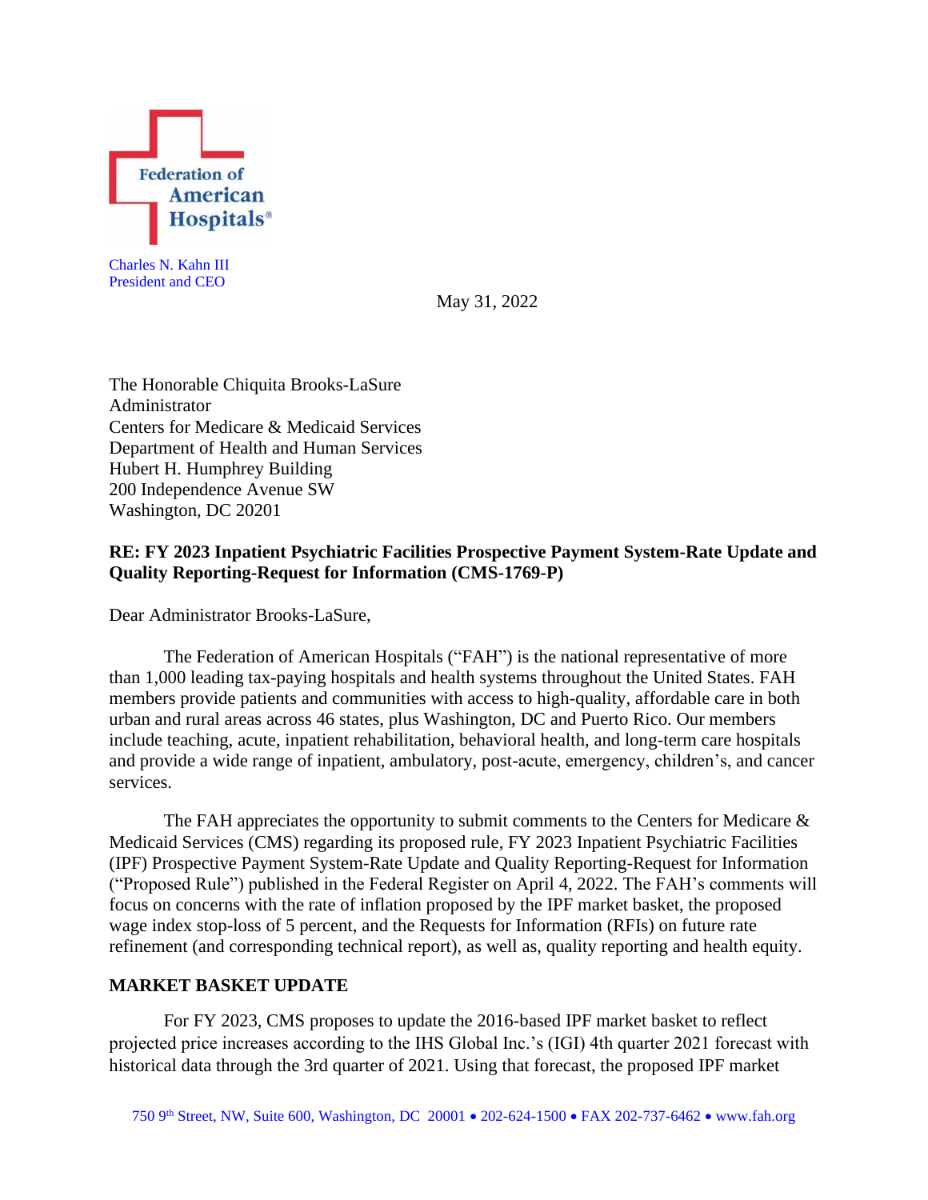Federation of American Hospitals®

Charles N. Kahn III
President and CEO

May 31, 2022

The Honorable Chiquita Brooks-LaSure
Administrator
Centers for Medicare & Medicaid Services
Department of Health and Human Services
Hubert H. Humphrey Building
200 Independence Avenue SW
Washington, DC 20201

**RE: FY 2023 Inpatient Psychiatric Facilities Prospective Payment System-Rate Update and Quality Reporting-Request for Information (CMS-1769-P)**

Dear Administrator Brooks-LaSure,

The Federation of American Hospitals ("FAH") is the national representative of more than 1,000 leading tax-paying hospitals and health systems throughout the United States. FAH members provide patients and communities with access to high-quality, affordable care in both urban and rural areas across 46 states, plus Washington, DC and Puerto Rico. Our members include teaching, acute, inpatient rehabilitation, behavioral health, and long-term care hospitals and provide a wide range of inpatient, ambulatory, post-acute, emergency, children's, and cancer services.

The FAH appreciates the opportunity to submit comments to the Centers for Medicare & Medicaid Services (CMS) regarding its proposed rule, FY 2023 Inpatient Psychiatric Facilities (IPF) Prospective Payment System-Rate Update and Quality Reporting-Request for Information ("Proposed Rule") published in the Federal Register on April 4, 2022. The FAH's comments will focus on concerns with the rate of inflation proposed by the IPF market basket, the proposed wage index stop-loss of 5 percent, and the Requests for Information (RFIs) on future rate refinement (and corresponding technical report), as well as, quality reporting and health equity.

## MARKET BASKET UPDATE

For FY 2023, CMS proposes to update the 2016-based IPF market basket to reflect projected price increases according to the IHS Global Inc.'s (IGI) 4th quarter 2021 forecast with historical data through the 3rd quarter of 2021. Using that forecast, the proposed IPF market

750 9th Street, NW, Suite 600, Washington, DC 20001 • 202-624-1500 • FAX 202-737-6462 • www.fah.org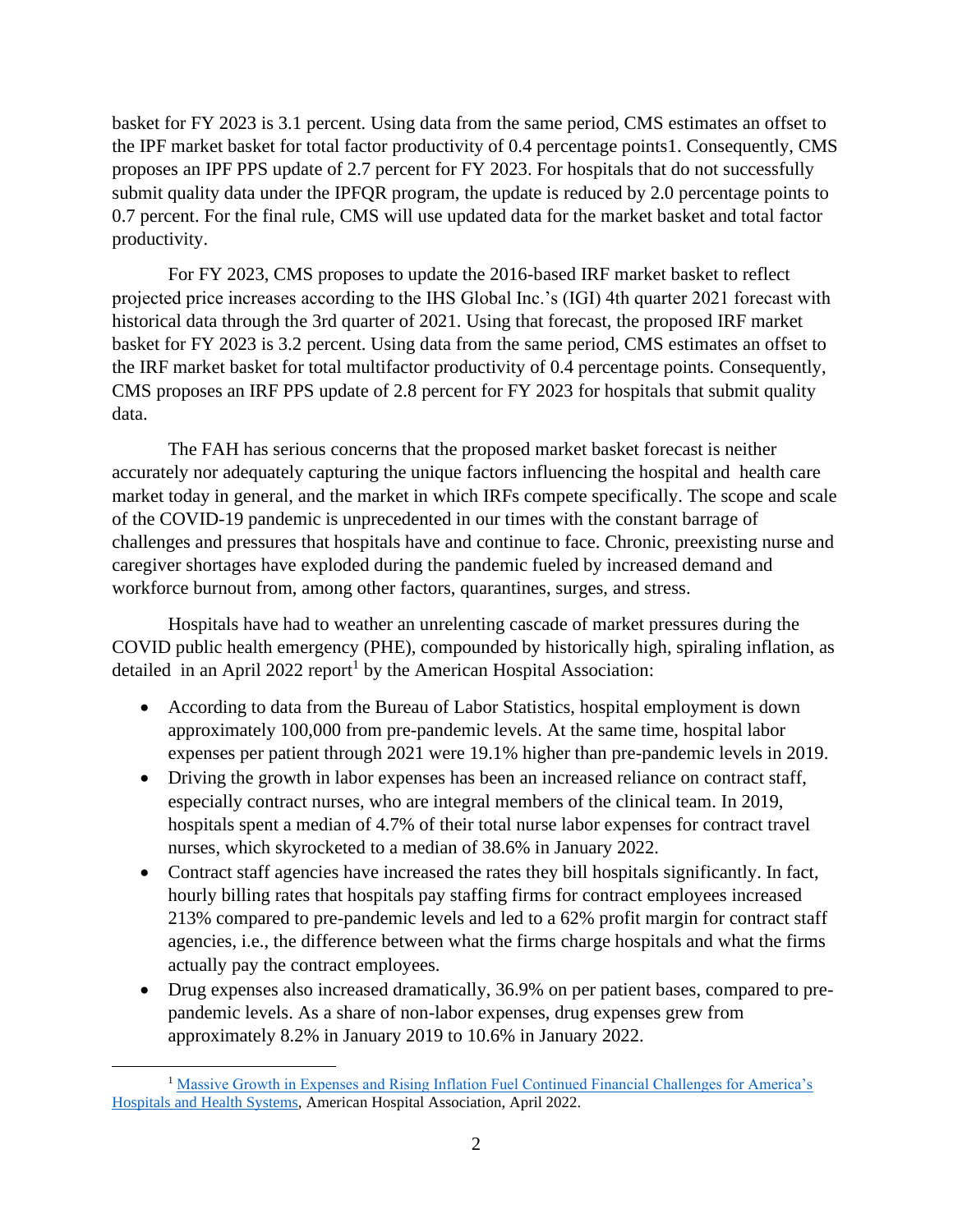basket for FY 2023 is 3.1 percent. Using data from the same period, CMS estimates an offset to the IPF market basket for total factor productivity of 0.4 percentage points1. Consequently, CMS proposes an IPF PPS update of 2.7 percent for FY 2023. For hospitals that do not successfully submit quality data under the IPFQR program, the update is reduced by 2.0 percentage points to 0.7 percent. For the final rule, CMS will use updated data for the market basket and total factor productivity.

For FY 2023, CMS proposes to update the 2016-based IRF market basket to reflect projected price increases according to the IHS Global Inc.'s (IGI) 4th quarter 2021 forecast with historical data through the 3rd quarter of 2021. Using that forecast, the proposed IRF market basket for FY 2023 is 3.2 percent. Using data from the same period, CMS estimates an offset to the IRF market basket for total multifactor productivity of 0.4 percentage points. Consequently, CMS proposes an IRF PPS update of 2.8 percent for FY 2023 for hospitals that submit quality data.

The FAH has serious concerns that the proposed market basket forecast is neither accurately nor adequately capturing the unique factors influencing the hospital and health care market today in general, and the market in which IRFs compete specifically. The scope and scale of the COVID-19 pandemic is unprecedented in our times with the constant barrage of challenges and pressures that hospitals have and continue to face. Chronic, preexisting nurse and caregiver shortages have exploded during the pandemic fueled by increased demand and workforce burnout from, among other factors, quarantines, surges, and stress.

Hospitals have had to weather an unrelenting cascade of market pressures during the COVID public health emergency (PHE), compounded by historically high, spiraling inflation, as detailed in an April 2022 report[1] by the American Hospital Association:

- According to data from the Bureau of Labor Statistics, hospital employment is down approximately 100,000 from pre-pandemic levels. At the same time, hospital labor expenses per patient through 2021 were 19.1% higher than pre-pandemic levels in 2019.
- Driving the growth in labor expenses has been an increased reliance on contract staff, especially contract nurses, who are integral members of the clinical team. In 2019, hospitals spent a median of 4.7% of their total nurse labor expenses for contract travel nurses, which skyrocketed to a median of 38.6% in January 2022.
- Contract staff agencies have increased the rates they bill hospitals significantly. In fact, hourly billing rates that hospitals pay staffing firms for contract employees increased 213% compared to pre-pandemic levels and led to a 62% profit margin for contract staff agencies, i.e., the difference between what the firms charge hospitals and what the firms actually pay the contract employees.
- Drug expenses also increased dramatically, 36.9% on per patient bases, compared to pre-pandemic levels. As a share of non-labor expenses, drug expenses grew from approximately 8.2% in January 2019 to 10.6% in January 2022.

[1] Massive Growth in Expenses and Rising Inflation Fuel Continued Financial Challenges for America's Hospitals and Health Systems, American Hospital Association, April 2022.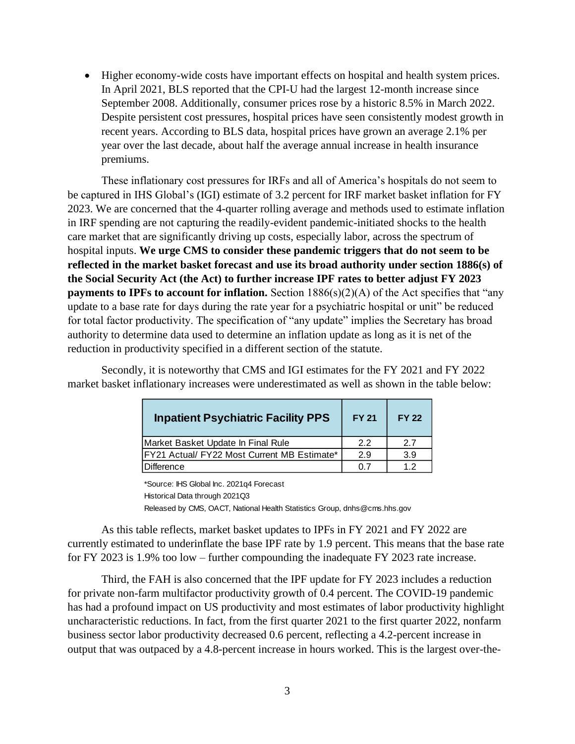- Higher economy-wide costs have important effects on hospital and health system prices. In April 2021, BLS reported that the CPI-U had the largest 12-month increase since September 2008. Additionally, consumer prices rose by a historic 8.5% in March 2022. Despite persistent cost pressures, hospital prices have seen consistently modest growth in recent years. According to BLS data, hospital prices have grown an average 2.1% per year over the last decade, about half the average annual increase in health insurance premiums.

These inflationary cost pressures for IRFs and all of America's hospitals do not seem to be captured in IHS Global's (IGI) estimate of 3.2 percent for IRF market basket inflation for FY 2023. We are concerned that the 4-quarter rolling average and methods used to estimate inflation in IRF spending are not capturing the readily-evident pandemic-initiated shocks to the health care market that are significantly driving up costs, especially labor, across the spectrum of hospital inputs. **We urge CMS to consider these pandemic triggers that do not seem to be reflected in the market basket forecast and use its broad authority under section 1886(s) of the Social Security Act (the Act) to further increase IPF rates to better adjust FY 2023 payments to IPFs to account for inflation.** Section 1886(s)(2)(A) of the Act specifies that "any update to a base rate for days during the rate year for a psychiatric hospital or unit" be reduced for total factor productivity. The specification of "any update" implies the Secretary has broad authority to determine data used to determine an inflation update as long as it is net of the reduction in productivity specified in a different section of the statute.

Secondly, it is noteworthy that CMS and IGI estimates for the FY 2021 and FY 2022 market basket inflationary increases were underestimated as well as shown in the table below:

| Inpatient Psychiatric Facility PPS | FY 21 | FY 22 |
|---|---|---|
| Market Basket Update In Final Rule | 2.2 | 2.7 |
| FY21 Actual/ FY22 Most Current MB Estimate* | 2.9 | 3.9 |
| Difference | 0.7 | 1.2 |

*Source: IHS Global Inc. 2021q4 Forecast
Historical Data through 2021Q3
Released by CMS, OACT, National Health Statistics Group, dnhs@cms.hhs.gov

As this table reflects, market basket updates to IPFs in FY 2021 and FY 2022 are currently estimated to underinflate the base IPF rate by 1.9 percent. This means that the base rate for FY 2023 is 1.9% too low – further compounding the inadequate FY 2023 rate increase.

Third, the FAH is also concerned that the IPF update for FY 2023 includes a reduction for private non-farm multifactor productivity growth of 0.4 percent. The COVID-19 pandemic has had a profound impact on US productivity and most estimates of labor productivity highlight uncharacteristic reductions. In fact, from the first quarter 2021 to the first quarter 2022, nonfarm business sector labor productivity decreased 0.6 percent, reflecting a 4.2-percent increase in output that was outpaced by a 4.8-percent increase in hours worked. This is the largest over-the-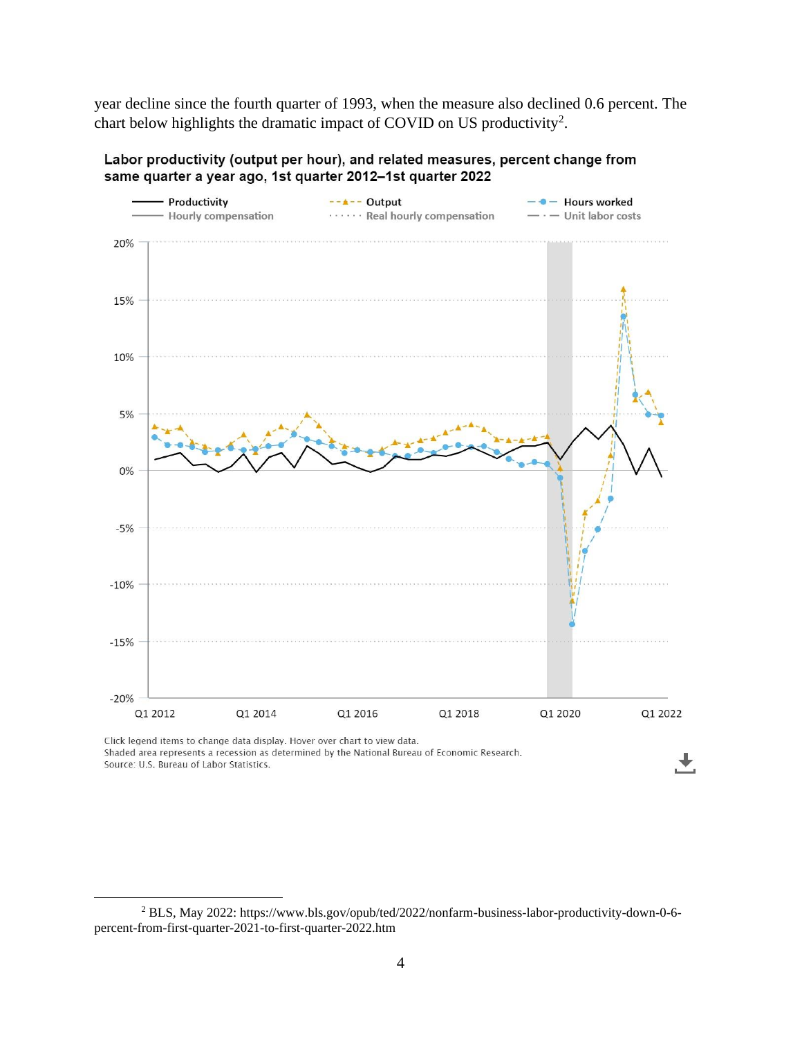year decline since the fourth quarter of 1993, when the measure also declined 0.6 percent. The chart below highlights the dramatic impact of COVID on US productivity[2].

**Labor productivity (output per hour), and related measures, percent change from same quarter a year ago, 1st quarter 2012–1st quarter 2022**

Productivity | Output | Hours worked
Hourly compensation | Real hourly compensation | Unit labor costs

Click legend items to change data display. Hover over chart to view data.
Shaded area represents a recession as determined by the National Bureau of Economic Research.
Source: U.S. Bureau of Labor Statistics.

---

[2] BLS, May 2022: https://www.bls.gov/opub/ted/2022/nonfarm-business-labor-productivity-down-0-6-percent-from-first-quarter-2021-to-first-quarter-2022.htm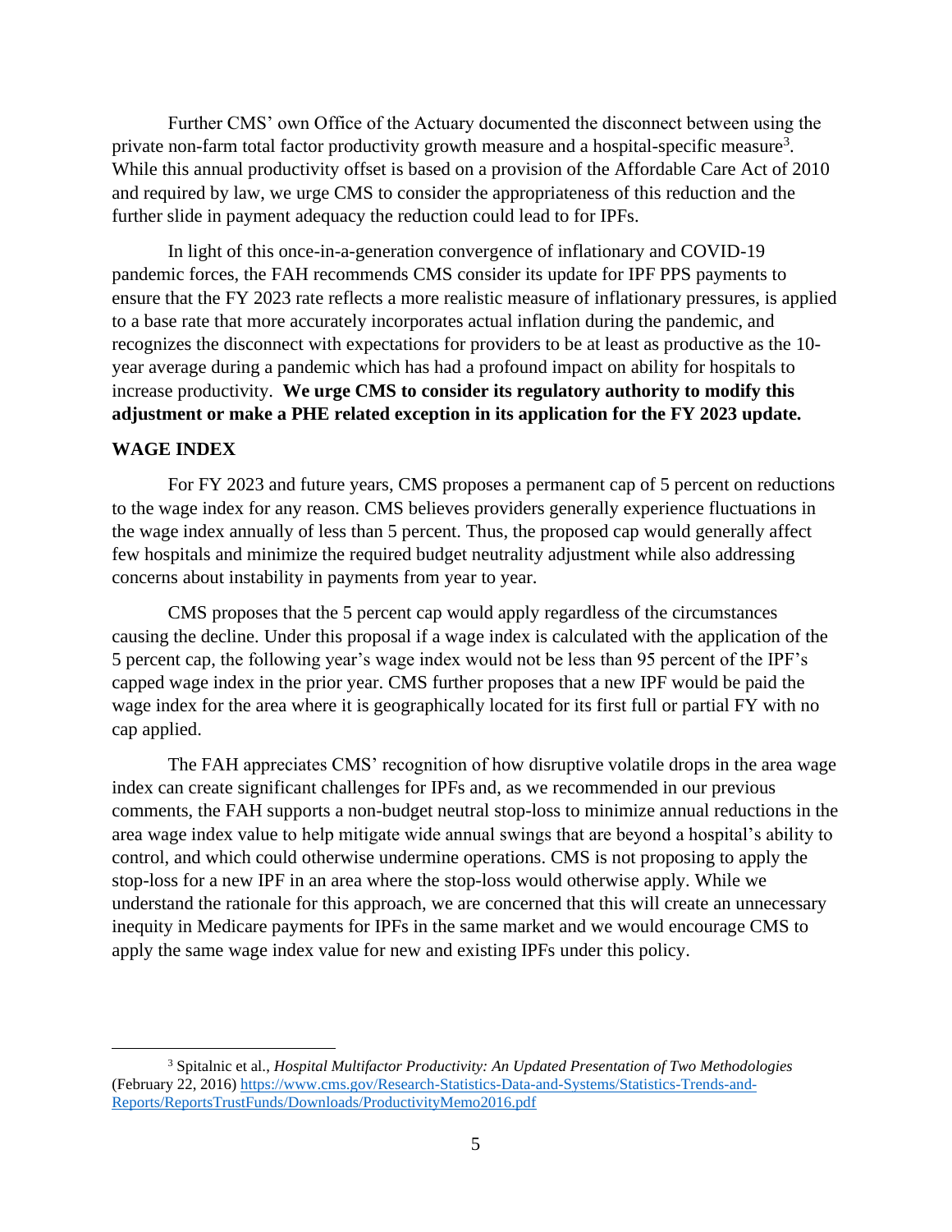Further CMS' own Office of the Actuary documented the disconnect between using the private non-farm total factor productivity growth measure and a hospital-specific measure[3]. While this annual productivity offset is based on a provision of the Affordable Care Act of 2010 and required by law, we urge CMS to consider the appropriateness of this reduction and the further slide in payment adequacy the reduction could lead to for IPFs.

In light of this once-in-a-generation convergence of inflationary and COVID-19 pandemic forces, the FAH recommends CMS consider its update for IPF PPS payments to ensure that the FY 2023 rate reflects a more realistic measure of inflationary pressures, is applied to a base rate that more accurately incorporates actual inflation during the pandemic, and recognizes the disconnect with expectations for providers to be at least as productive as the 10-year average during a pandemic which has had a profound impact on ability for hospitals to increase productivity. **We urge CMS to consider its regulatory authority to modify this adjustment or make a PHE related exception in its application for the FY 2023 update.**

## WAGE INDEX

For FY 2023 and future years, CMS proposes a permanent cap of 5 percent on reductions to the wage index for any reason. CMS believes providers generally experience fluctuations in the wage index annually of less than 5 percent. Thus, the proposed cap would generally affect few hospitals and minimize the required budget neutrality adjustment while also addressing concerns about instability in payments from year to year.

CMS proposes that the 5 percent cap would apply regardless of the circumstances causing the decline. Under this proposal if a wage index is calculated with the application of the 5 percent cap, the following year's wage index would not be less than 95 percent of the IPF's capped wage index in the prior year. CMS further proposes that a new IPF would be paid the wage index for the area where it is geographically located for its first full or partial FY with no cap applied.

The FAH appreciates CMS' recognition of how disruptive volatile drops in the area wage index can create significant challenges for IPFs and, as we recommended in our previous comments, the FAH supports a non-budget neutral stop-loss to minimize annual reductions in the area wage index value to help mitigate wide annual swings that are beyond a hospital's ability to control, and which could otherwise undermine operations. CMS is not proposing to apply the stop-loss for a new IPF in an area where the stop-loss would otherwise apply. While we understand the rationale for this approach, we are concerned that this will create an unnecessary inequity in Medicare payments for IPFs in the same market and we would encourage CMS to apply the same wage index value for new and existing IPFs under this policy.

---

[3] Spitalnic et al., *Hospital Multifactor Productivity: An Updated Presentation of Two Methodologies* (February 22, 2016) https://www.cms.gov/Research-Statistics-Data-and-Systems/Statistics-Trends-and-Reports/ReportsTrustFunds/Downloads/ProductivityMemo2016.pdf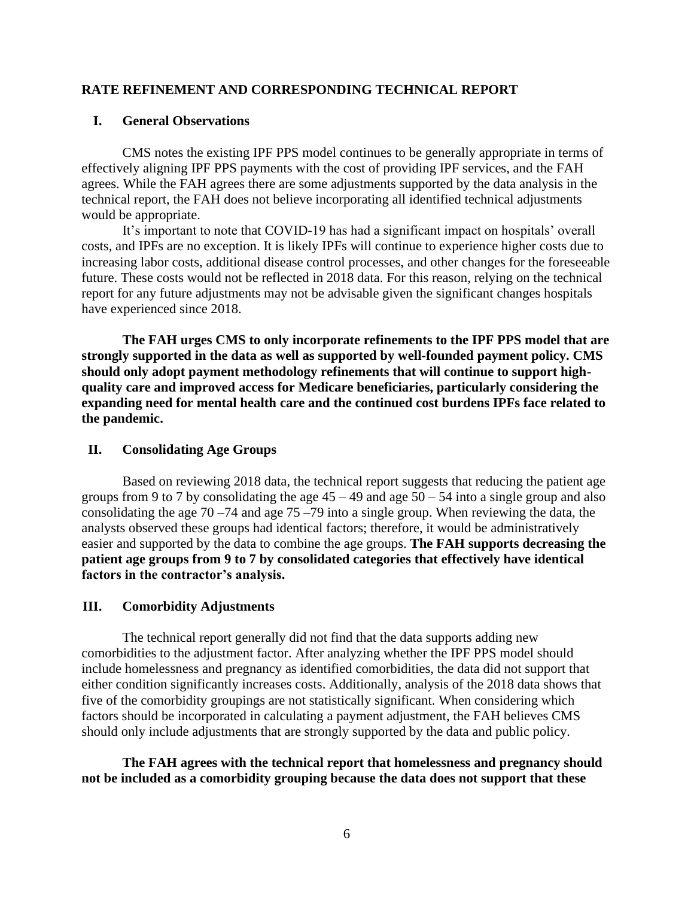## RATE REFINEMENT AND CORRESPONDING TECHNICAL REPORT

### I. General Observations

CMS notes the existing IPF PPS model continues to be generally appropriate in terms of effectively aligning IPF PPS payments with the cost of providing IPF services, and the FAH agrees. While the FAH agrees there are some adjustments supported by the data analysis in the technical report, the FAH does not believe incorporating all identified technical adjustments would be appropriate.

It's important to note that COVID-19 has had a significant impact on hospitals' overall costs, and IPFs are no exception. It is likely IPFs will continue to experience higher costs due to increasing labor costs, additional disease control processes, and other changes for the foreseeable future. These costs would not be reflected in 2018 data. For this reason, relying on the technical report for any future adjustments may not be advisable given the significant changes hospitals have experienced since 2018.

**The FAH urges CMS to only incorporate refinements to the IPF PPS model that are strongly supported in the data as well as supported by well-founded payment policy. CMS should only adopt payment methodology refinements that will continue to support high-quality care and improved access for Medicare beneficiaries, particularly considering the expanding need for mental health care and the continued cost burdens IPFs face related to the pandemic.**

### II. Consolidating Age Groups

Based on reviewing 2018 data, the technical report suggests that reducing the patient age groups from 9 to 7 by consolidating the age 45 – 49 and age 50 – 54 into a single group and also consolidating the age 70 –74 and age 75 –79 into a single group. When reviewing the data, the analysts observed these groups had identical factors; therefore, it would be administratively easier and supported by the data to combine the age groups. **The FAH supports decreasing the patient age groups from 9 to 7 by consolidated categories that effectively have identical factors in the contractor's analysis.**

### III. Comorbidity Adjustments

The technical report generally did not find that the data supports adding new comorbidities to the adjustment factor. After analyzing whether the IPF PPS model should include homelessness and pregnancy as identified comorbidities, the data did not support that either condition significantly increases costs. Additionally, analysis of the 2018 data shows that five of the comorbidity groupings are not statistically significant. When considering which factors should be incorporated in calculating a payment adjustment, the FAH believes CMS should only include adjustments that are strongly supported by the data and public policy.

**The FAH agrees with the technical report that homelessness and pregnancy should not be included as a comorbidity grouping because the data does not support that these**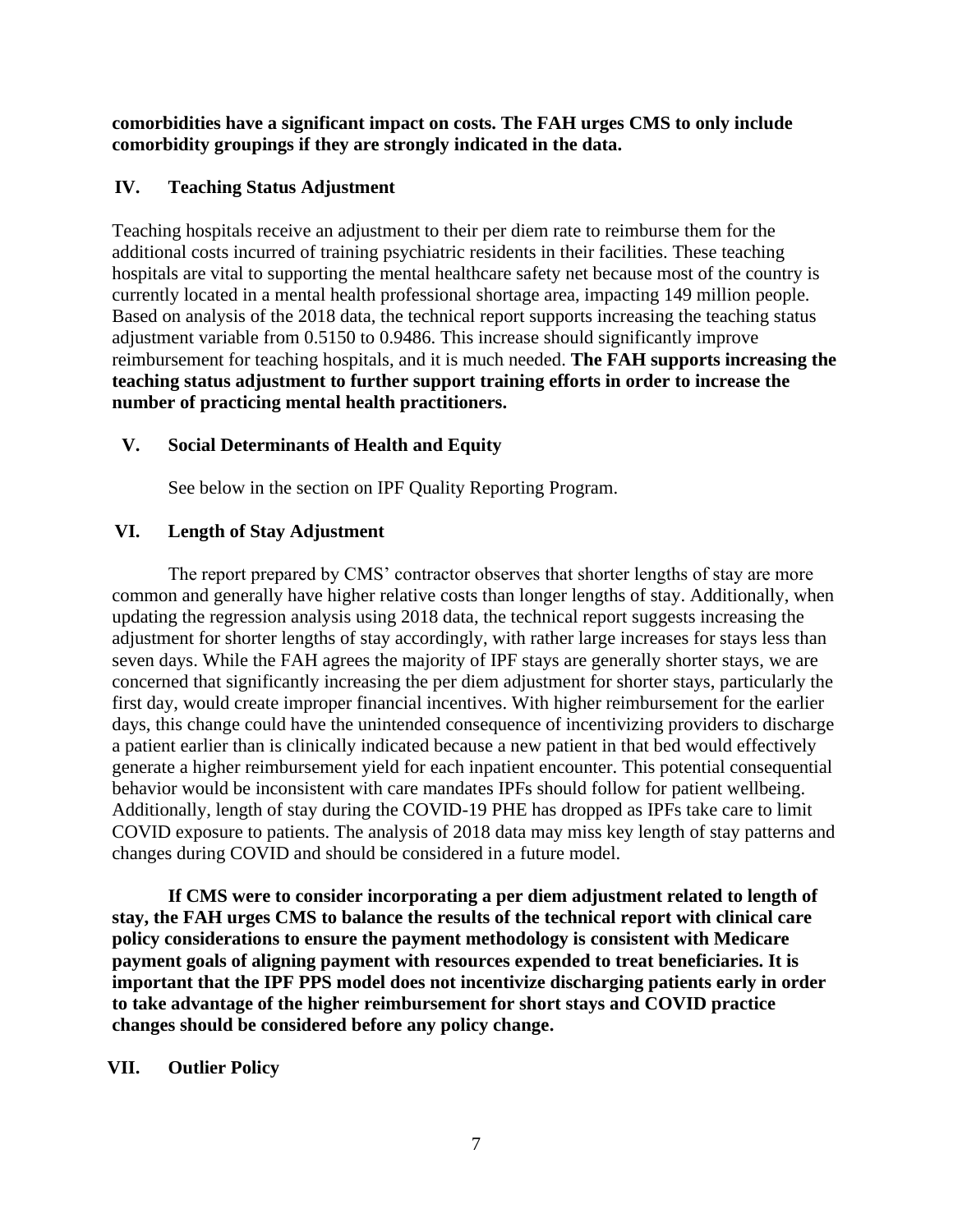**comorbidities have a significant impact on costs. The FAH urges CMS to only include comorbidity groupings if they are strongly indicated in the data.**

## IV. Teaching Status Adjustment

Teaching hospitals receive an adjustment to their per diem rate to reimburse them for the additional costs incurred of training psychiatric residents in their facilities. These teaching hospitals are vital to supporting the mental healthcare safety net because most of the country is currently located in a mental health professional shortage area, impacting 149 million people. Based on analysis of the 2018 data, the technical report supports increasing the teaching status adjustment variable from 0.5150 to 0.9486. This increase should significantly improve reimbursement for teaching hospitals, and it is much needed. **The FAH supports increasing the teaching status adjustment to further support training efforts in order to increase the number of practicing mental health practitioners.**

## V. Social Determinants of Health and Equity

See below in the section on IPF Quality Reporting Program.

## VI. Length of Stay Adjustment

The report prepared by CMS' contractor observes that shorter lengths of stay are more common and generally have higher relative costs than longer lengths of stay. Additionally, when updating the regression analysis using 2018 data, the technical report suggests increasing the adjustment for shorter lengths of stay accordingly, with rather large increases for stays less than seven days. While the FAH agrees the majority of IPF stays are generally shorter stays, we are concerned that significantly increasing the per diem adjustment for shorter stays, particularly the first day, would create improper financial incentives. With higher reimbursement for the earlier days, this change could have the unintended consequence of incentivizing providers to discharge a patient earlier than is clinically indicated because a new patient in that bed would effectively generate a higher reimbursement yield for each inpatient encounter. This potential consequential behavior would be inconsistent with care mandates IPFs should follow for patient wellbeing. Additionally, length of stay during the COVID-19 PHE has dropped as IPFs take care to limit COVID exposure to patients. The analysis of 2018 data may miss key length of stay patterns and changes during COVID and should be considered in a future model.

**If CMS were to consider incorporating a per diem adjustment related to length of stay, the FAH urges CMS to balance the results of the technical report with clinical care policy considerations to ensure the payment methodology is consistent with Medicare payment goals of aligning payment with resources expended to treat beneficiaries. It is important that the IPF PPS model does not incentivize discharging patients early in order to take advantage of the higher reimbursement for short stays and COVID practice changes should be considered before any policy change.**

## VII. Outlier Policy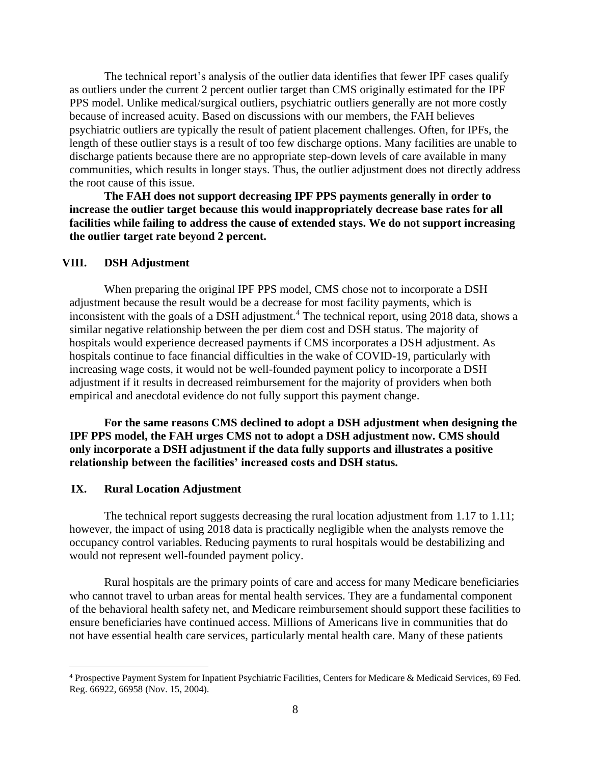The technical report's analysis of the outlier data identifies that fewer IPF cases qualify as outliers under the current 2 percent outlier target than CMS originally estimated for the IPF PPS model. Unlike medical/surgical outliers, psychiatric outliers generally are not more costly because of increased acuity. Based on discussions with our members, the FAH believes psychiatric outliers are typically the result of patient placement challenges. Often, for IPFs, the length of these outlier stays is a result of too few discharge options. Many facilities are unable to discharge patients because there are no appropriate step-down levels of care available in many communities, which results in longer stays. Thus, the outlier adjustment does not directly address the root cause of this issue.

**The FAH does not support decreasing IPF PPS payments generally in order to increase the outlier target because this would inappropriately decrease base rates for all facilities while failing to address the cause of extended stays. We do not support increasing the outlier target rate beyond 2 percent.**

## VIII. DSH Adjustment

When preparing the original IPF PPS model, CMS chose not to incorporate a DSH adjustment because the result would be a decrease for most facility payments, which is inconsistent with the goals of a DSH adjustment.[4] The technical report, using 2018 data, shows a similar negative relationship between the per diem cost and DSH status. The majority of hospitals would experience decreased payments if CMS incorporates a DSH adjustment. As hospitals continue to face financial difficulties in the wake of COVID-19, particularly with increasing wage costs, it would not be well-founded payment policy to incorporate a DSH adjustment if it results in decreased reimbursement for the majority of providers when both empirical and anecdotal evidence do not fully support this payment change.

**For the same reasons CMS declined to adopt a DSH adjustment when designing the IPF PPS model, the FAH urges CMS not to adopt a DSH adjustment now. CMS should only incorporate a DSH adjustment if the data fully supports and illustrates a positive relationship between the facilities' increased costs and DSH status.**

## IX. Rural Location Adjustment

The technical report suggests decreasing the rural location adjustment from 1.17 to 1.11; however, the impact of using 2018 data is practically negligible when the analysts remove the occupancy control variables. Reducing payments to rural hospitals would be destabilizing and would not represent well-founded payment policy.

Rural hospitals are the primary points of care and access for many Medicare beneficiaries who cannot travel to urban areas for mental health services. They are a fundamental component of the behavioral health safety net, and Medicare reimbursement should support these facilities to ensure beneficiaries have continued access. Millions of Americans live in communities that do not have essential health care services, particularly mental health care. Many of these patients

---

[4] Prospective Payment System for Inpatient Psychiatric Facilities, Centers for Medicare & Medicaid Services, 69 Fed. Reg. 66922, 66958 (Nov. 15, 2004).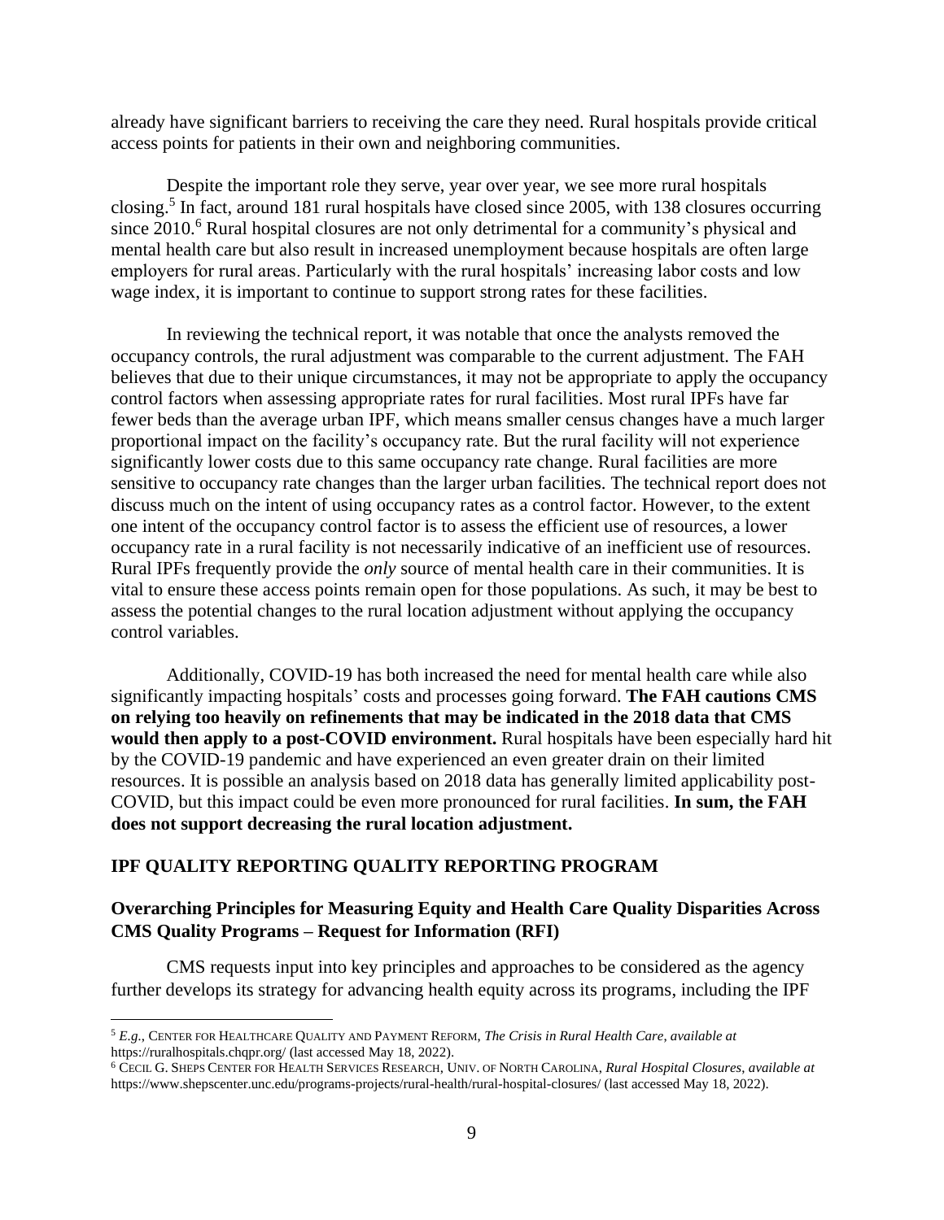already have significant barriers to receiving the care they need. Rural hospitals provide critical access points for patients in their own and neighboring communities.

Despite the important role they serve, year over year, we see more rural hospitals closing.[5] In fact, around 181 rural hospitals have closed since 2005, with 138 closures occurring since 2010.[6] Rural hospital closures are not only detrimental for a community's physical and mental health care but also result in increased unemployment because hospitals are often large employers for rural areas. Particularly with the rural hospitals' increasing labor costs and low wage index, it is important to continue to support strong rates for these facilities.

In reviewing the technical report, it was notable that once the analysts removed the occupancy controls, the rural adjustment was comparable to the current adjustment. The FAH believes that due to their unique circumstances, it may not be appropriate to apply the occupancy control factors when assessing appropriate rates for rural facilities. Most rural IPFs have far fewer beds than the average urban IPF, which means smaller census changes have a much larger proportional impact on the facility's occupancy rate. But the rural facility will not experience significantly lower costs due to this same occupancy rate change. Rural facilities are more sensitive to occupancy rate changes than the larger urban facilities. The technical report does not discuss much on the intent of using occupancy rates as a control factor. However, to the extent one intent of the occupancy control factor is to assess the efficient use of resources, a lower occupancy rate in a rural facility is not necessarily indicative of an inefficient use of resources. Rural IPFs frequently provide the *only* source of mental health care in their communities. It is vital to ensure these access points remain open for those populations. As such, it may be best to assess the potential changes to the rural location adjustment without applying the occupancy control variables.

Additionally, COVID-19 has both increased the need for mental health care while also significantly impacting hospitals' costs and processes going forward. **The FAH cautions CMS on relying too heavily on refinements that may be indicated in the 2018 data that CMS would then apply to a post-COVID environment.** Rural hospitals have been especially hard hit by the COVID-19 pandemic and have experienced an even greater drain on their limited resources. It is possible an analysis based on 2018 data has generally limited applicability post-COVID, but this impact could be even more pronounced for rural facilities. **In sum, the FAH does not support decreasing the rural location adjustment.**

## IPF QUALITY REPORTING QUALITY REPORTING PROGRAM

### Overarching Principles for Measuring Equity and Health Care Quality Disparities Across CMS Quality Programs – Request for Information (RFI)

CMS requests input into key principles and approaches to be considered as the agency further develops its strategy for advancing health equity across its programs, including the IPF

---

[5] *E.g.*, CENTER FOR HEALTHCARE QUALITY AND PAYMENT REFORM, *The Crisis in Rural Health Care*, *available at* https://ruralhospitals.chqpr.org/ (last accessed May 18, 2022).

[6] CECIL G. SHEPS CENTER FOR HEALTH SERVICES RESEARCH, UNIV. OF NORTH CAROLINA, *Rural Hospital Closures*, *available at* https://www.shepscenter.unc.edu/programs-projects/rural-health/rural-hospital-closures/ (last accessed May 18, 2022).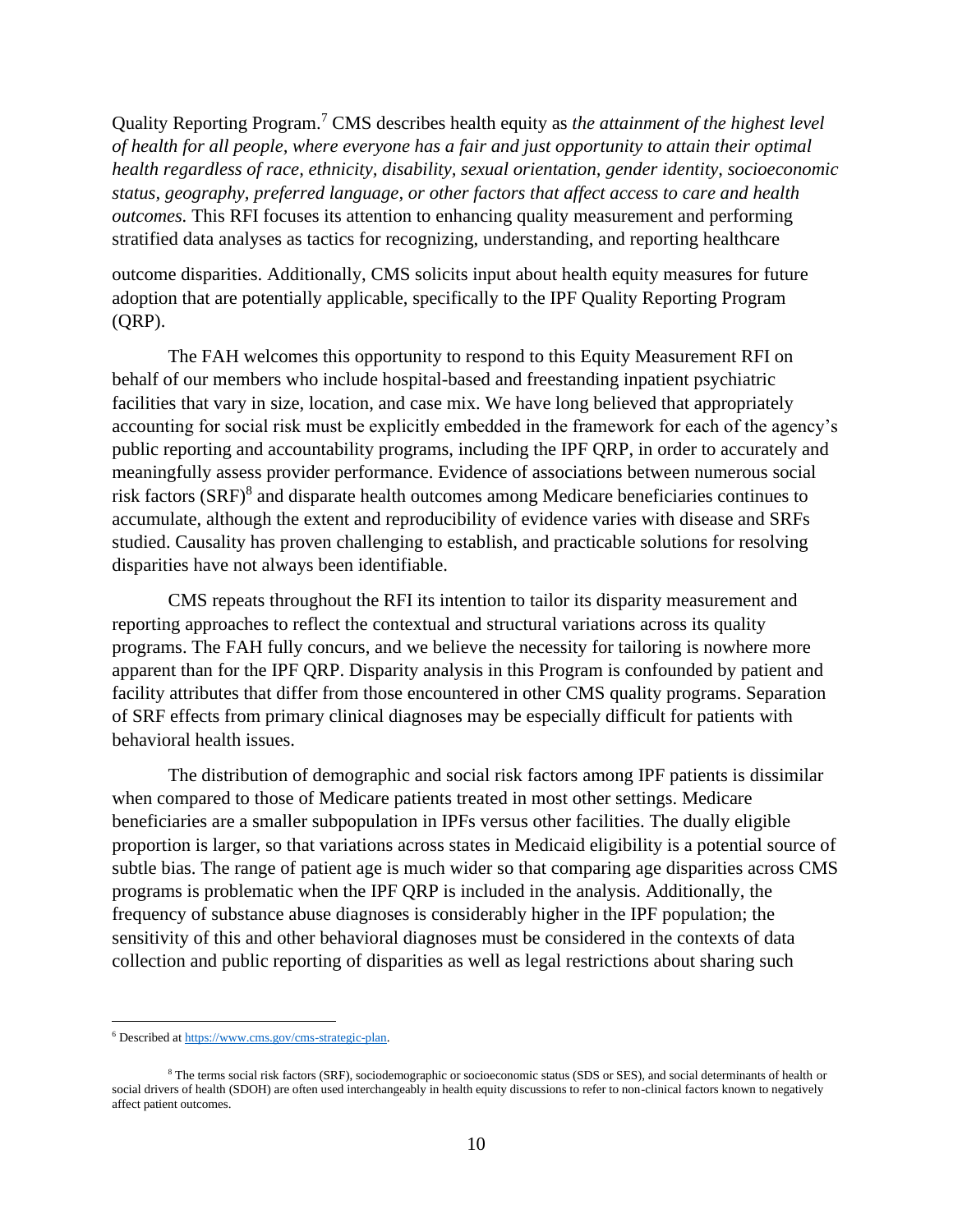Quality Reporting Program.[7] CMS describes health equity as *the attainment of the highest level of health for all people, where everyone has a fair and just opportunity to attain their optimal health regardless of race, ethnicity, disability, sexual orientation, gender identity, socioeconomic status, geography, preferred language, or other factors that affect access to care and health outcomes.* This RFI focuses its attention to enhancing quality measurement and performing stratified data analyses as tactics for recognizing, understanding, and reporting healthcare outcome disparities. Additionally, CMS solicits input about health equity measures for future adoption that are potentially applicable, specifically to the IPF Quality Reporting Program (QRP).

The FAH welcomes this opportunity to respond to this Equity Measurement RFI on behalf of our members who include hospital-based and freestanding inpatient psychiatric facilities that vary in size, location, and case mix. We have long believed that appropriately accounting for social risk must be explicitly embedded in the framework for each of the agency's public reporting and accountability programs, including the IPF QRP, in order to accurately and meaningfully assess provider performance. Evidence of associations between numerous social risk factors (SRF)[8] and disparate health outcomes among Medicare beneficiaries continues to accumulate, although the extent and reproducibility of evidence varies with disease and SRFs studied. Causality has proven challenging to establish, and practicable solutions for resolving disparities have not always been identifiable.

CMS repeats throughout the RFI its intention to tailor its disparity measurement and reporting approaches to reflect the contextual and structural variations across its quality programs. The FAH fully concurs, and we believe the necessity for tailoring is nowhere more apparent than for the IPF QRP. Disparity analysis in this Program is confounded by patient and facility attributes that differ from those encountered in other CMS quality programs. Separation of SRF effects from primary clinical diagnoses may be especially difficult for patients with behavioral health issues.

The distribution of demographic and social risk factors among IPF patients is dissimilar when compared to those of Medicare patients treated in most other settings. Medicare beneficiaries are a smaller subpopulation in IPFs versus other facilities. The dually eligible proportion is larger, so that variations across states in Medicaid eligibility is a potential source of subtle bias. The range of patient age is much wider so that comparing age disparities across CMS programs is problematic when the IPF QRP is included in the analysis. Additionally, the frequency of substance abuse diagnoses is considerably higher in the IPF population; the sensitivity of this and other behavioral diagnoses must be considered in the contexts of data collection and public reporting of disparities as well as legal restrictions about sharing such

---

[6] Described at https://www.cms.gov/cms-strategic-plan.

[8] The terms social risk factors (SRF), sociodemographic or socioeconomic status (SDS or SES), and social determinants of health or social drivers of health (SDOH) are often used interchangeably in health equity discussions to refer to non-clinical factors known to negatively affect patient outcomes.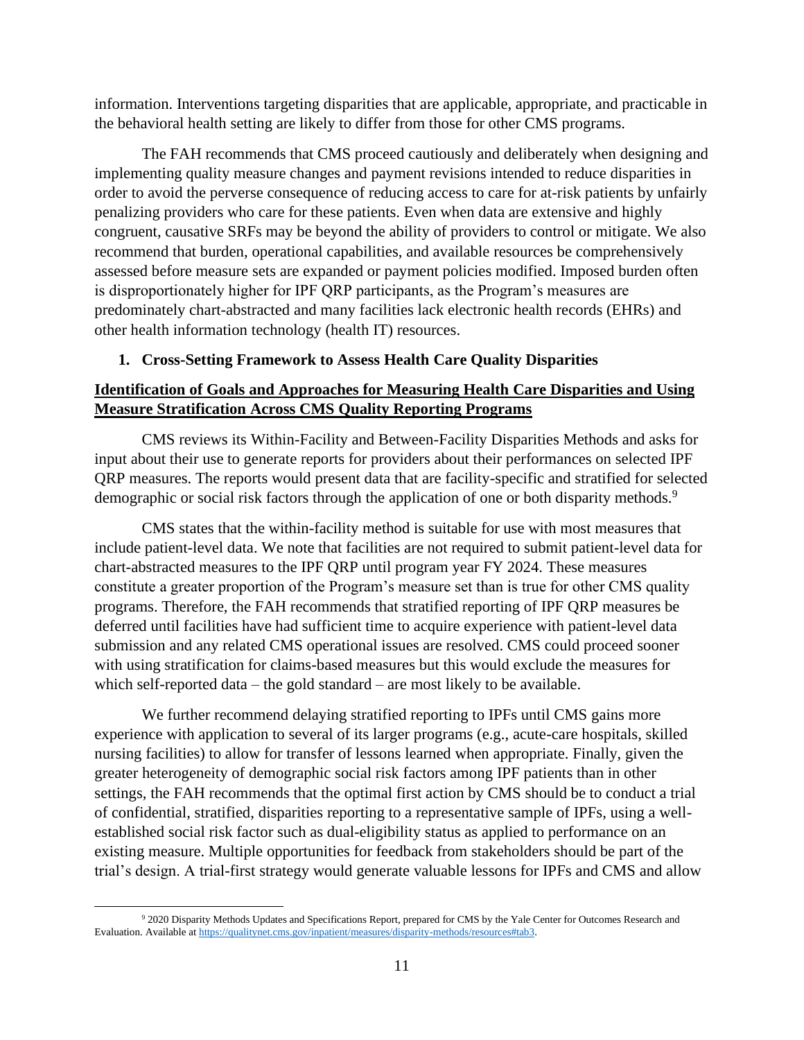information. Interventions targeting disparities that are applicable, appropriate, and practicable in the behavioral health setting are likely to differ from those for other CMS programs.

The FAH recommends that CMS proceed cautiously and deliberately when designing and implementing quality measure changes and payment revisions intended to reduce disparities in order to avoid the perverse consequence of reducing access to care for at-risk patients by unfairly penalizing providers who care for these patients. Even when data are extensive and highly congruent, causative SRFs may be beyond the ability of providers to control or mitigate. We also recommend that burden, operational capabilities, and available resources be comprehensively assessed before measure sets are expanded or payment policies modified. Imposed burden often is disproportionately higher for IPF QRP participants, as the Program's measures are predominately chart-abstracted and many facilities lack electronic health records (EHRs) and other health information technology (health IT) resources.

### 1. Cross-Setting Framework to Assess Health Care Quality Disparities

**<u>Identification of Goals and Approaches for Measuring Health Care Disparities and Using Measure Stratification Across CMS Quality Reporting Programs</u>**

CMS reviews its Within-Facility and Between-Facility Disparities Methods and asks for input about their use to generate reports for providers about their performances on selected IPF QRP measures. The reports would present data that are facility-specific and stratified for selected demographic or social risk factors through the application of one or both disparity methods.[9]

CMS states that the within-facility method is suitable for use with most measures that include patient-level data. We note that facilities are not required to submit patient-level data for chart-abstracted measures to the IPF QRP until program year FY 2024. These measures constitute a greater proportion of the Program's measure set than is true for other CMS quality programs. Therefore, the FAH recommends that stratified reporting of IPF QRP measures be deferred until facilities have had sufficient time to acquire experience with patient-level data submission and any related CMS operational issues are resolved. CMS could proceed sooner with using stratification for claims-based measures but this would exclude the measures for which self-reported data – the gold standard – are most likely to be available.

We further recommend delaying stratified reporting to IPFs until CMS gains more experience with application to several of its larger programs (e.g., acute-care hospitals, skilled nursing facilities) to allow for transfer of lessons learned when appropriate. Finally, given the greater heterogeneity of demographic social risk factors among IPF patients than in other settings, the FAH recommends that the optimal first action by CMS should be to conduct a trial of confidential, stratified, disparities reporting to a representative sample of IPFs, using a well-established social risk factor such as dual-eligibility status as applied to performance on an existing measure. Multiple opportunities for feedback from stakeholders should be part of the trial's design. A trial-first strategy would generate valuable lessons for IPFs and CMS and allow

---

[9] 2020 Disparity Methods Updates and Specifications Report, prepared for CMS by the Yale Center for Outcomes Research and Evaluation. Available at https://qualitynet.cms.gov/inpatient/measures/disparity-methods/resources#tab3.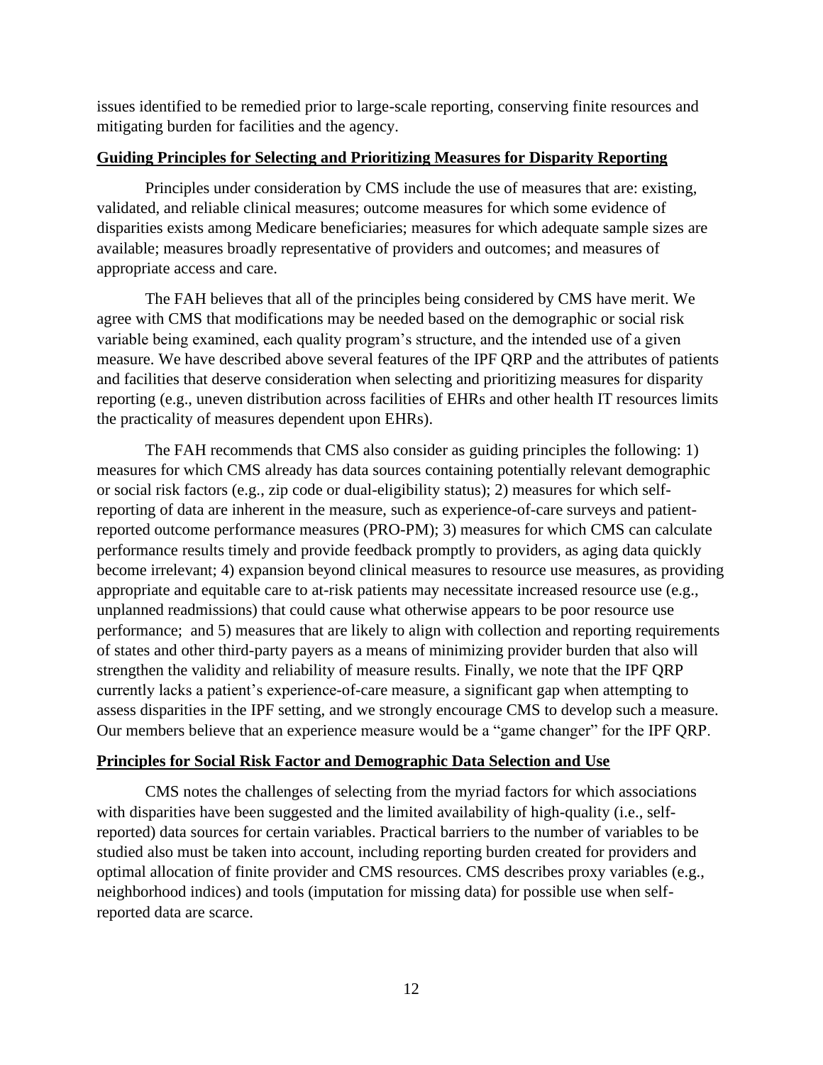issues identified to be remedied prior to large-scale reporting, conserving finite resources and mitigating burden for facilities and the agency.

**Guiding Principles for Selecting and Prioritizing Measures for Disparity Reporting**

Principles under consideration by CMS include the use of measures that are: existing, validated, and reliable clinical measures; outcome measures for which some evidence of disparities exists among Medicare beneficiaries; measures for which adequate sample sizes are available; measures broadly representative of providers and outcomes; and measures of appropriate access and care.

The FAH believes that all of the principles being considered by CMS have merit. We agree with CMS that modifications may be needed based on the demographic or social risk variable being examined, each quality program's structure, and the intended use of a given measure. We have described above several features of the IPF QRP and the attributes of patients and facilities that deserve consideration when selecting and prioritizing measures for disparity reporting (e.g., uneven distribution across facilities of EHRs and other health IT resources limits the practicality of measures dependent upon EHRs).

The FAH recommends that CMS also consider as guiding principles the following: 1) measures for which CMS already has data sources containing potentially relevant demographic or social risk factors (e.g., zip code or dual-eligibility status); 2) measures for which self-reporting of data are inherent in the measure, such as experience-of-care surveys and patient-reported outcome performance measures (PRO-PM); 3) measures for which CMS can calculate performance results timely and provide feedback promptly to providers, as aging data quickly become irrelevant; 4) expansion beyond clinical measures to resource use measures, as providing appropriate and equitable care to at-risk patients may necessitate increased resource use (e.g., unplanned readmissions) that could cause what otherwise appears to be poor resource use performance; and 5) measures that are likely to align with collection and reporting requirements of states and other third-party payers as a means of minimizing provider burden that also will strengthen the validity and reliability of measure results. Finally, we note that the IPF QRP currently lacks a patient's experience-of-care measure, a significant gap when attempting to assess disparities in the IPF setting, and we strongly encourage CMS to develop such a measure. Our members believe that an experience measure would be a "game changer" for the IPF QRP.

**Principles for Social Risk Factor and Demographic Data Selection and Use**

CMS notes the challenges of selecting from the myriad factors for which associations with disparities have been suggested and the limited availability of high-quality (i.e., self-reported) data sources for certain variables. Practical barriers to the number of variables to be studied also must be taken into account, including reporting burden created for providers and optimal allocation of finite provider and CMS resources. CMS describes proxy variables (e.g., neighborhood indices) and tools (imputation for missing data) for possible use when self-reported data are scarce.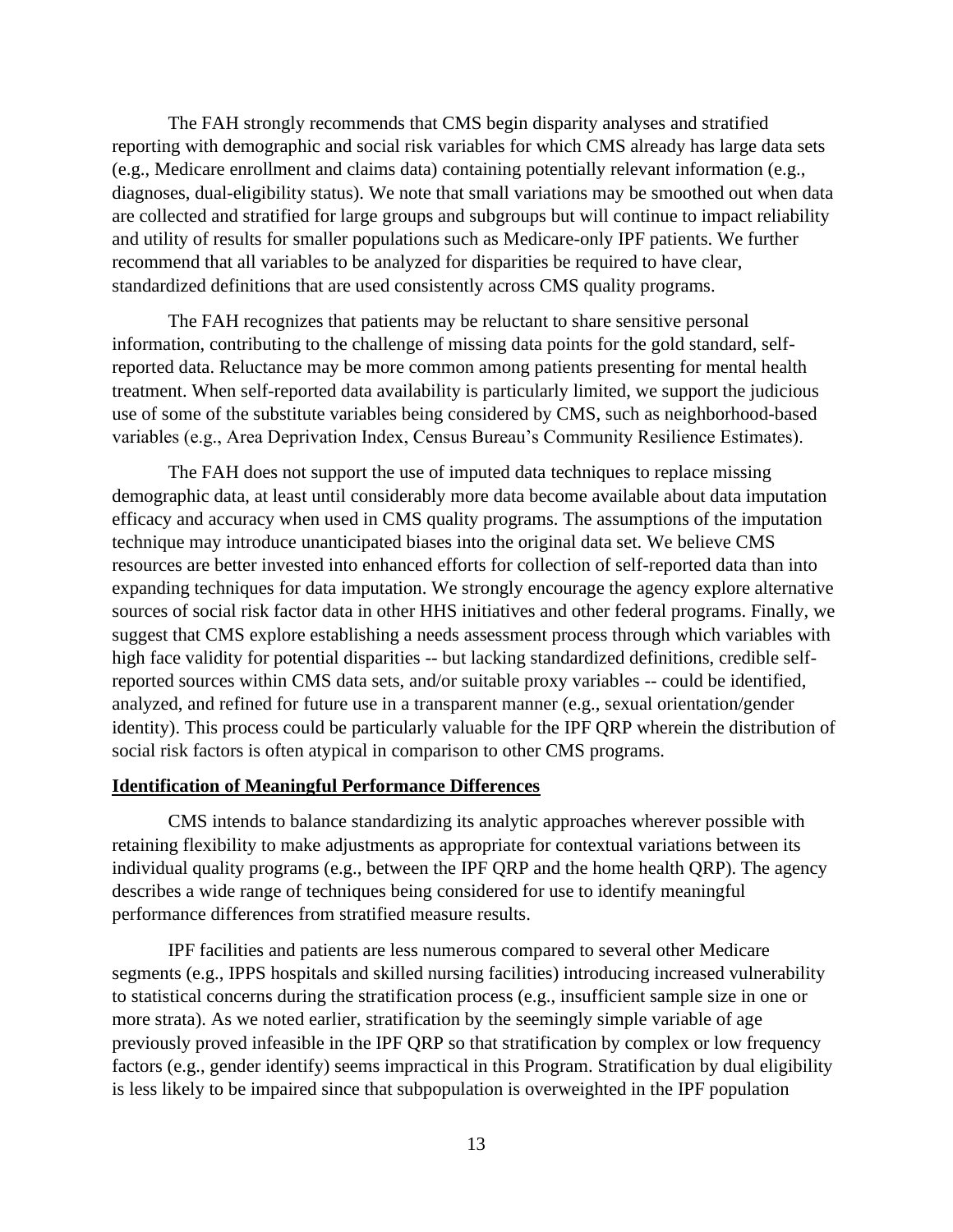The FAH strongly recommends that CMS begin disparity analyses and stratified reporting with demographic and social risk variables for which CMS already has large data sets (e.g., Medicare enrollment and claims data) containing potentially relevant information (e.g., diagnoses, dual-eligibility status). We note that small variations may be smoothed out when data are collected and stratified for large groups and subgroups but will continue to impact reliability and utility of results for smaller populations such as Medicare-only IPF patients. We further recommend that all variables to be analyzed for disparities be required to have clear, standardized definitions that are used consistently across CMS quality programs.

The FAH recognizes that patients may be reluctant to share sensitive personal information, contributing to the challenge of missing data points for the gold standard, self-reported data. Reluctance may be more common among patients presenting for mental health treatment. When self-reported data availability is particularly limited, we support the judicious use of some of the substitute variables being considered by CMS, such as neighborhood-based variables (e.g., Area Deprivation Index, Census Bureau's Community Resilience Estimates).

The FAH does not support the use of imputed data techniques to replace missing demographic data, at least until considerably more data become available about data imputation efficacy and accuracy when used in CMS quality programs. The assumptions of the imputation technique may introduce unanticipated biases into the original data set. We believe CMS resources are better invested into enhanced efforts for collection of self-reported data than into expanding techniques for data imputation. We strongly encourage the agency explore alternative sources of social risk factor data in other HHS initiatives and other federal programs. Finally, we suggest that CMS explore establishing a needs assessment process through which variables with high face validity for potential disparities -- but lacking standardized definitions, credible self-reported sources within CMS data sets, and/or suitable proxy variables -- could be identified, analyzed, and refined for future use in a transparent manner (e.g., sexual orientation/gender identity). This process could be particularly valuable for the IPF QRP wherein the distribution of social risk factors is often atypical in comparison to other CMS programs.

**Identification of Meaningful Performance Differences**

CMS intends to balance standardizing its analytic approaches wherever possible with retaining flexibility to make adjustments as appropriate for contextual variations between its individual quality programs (e.g., between the IPF QRP and the home health QRP). The agency describes a wide range of techniques being considered for use to identify meaningful performance differences from stratified measure results.

IPF facilities and patients are less numerous compared to several other Medicare segments (e.g., IPPS hospitals and skilled nursing facilities) introducing increased vulnerability to statistical concerns during the stratification process (e.g., insufficient sample size in one or more strata). As we noted earlier, stratification by the seemingly simple variable of age previously proved infeasible in the IPF QRP so that stratification by complex or low frequency factors (e.g., gender identify) seems impractical in this Program. Stratification by dual eligibility is less likely to be impaired since that subpopulation is overweighted in the IPF population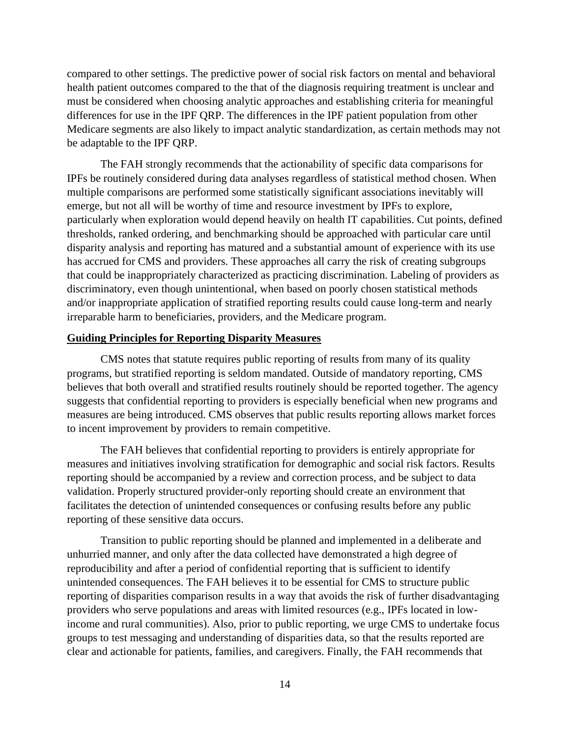compared to other settings. The predictive power of social risk factors on mental and behavioral health patient outcomes compared to the that of the diagnosis requiring treatment is unclear and must be considered when choosing analytic approaches and establishing criteria for meaningful differences for use in the IPF QRP. The differences in the IPF patient population from other Medicare segments are also likely to impact analytic standardization, as certain methods may not be adaptable to the IPF QRP.

The FAH strongly recommends that the actionability of specific data comparisons for IPFs be routinely considered during data analyses regardless of statistical method chosen. When multiple comparisons are performed some statistically significant associations inevitably will emerge, but not all will be worthy of time and resource investment by IPFs to explore, particularly when exploration would depend heavily on health IT capabilities. Cut points, defined thresholds, ranked ordering, and benchmarking should be approached with particular care until disparity analysis and reporting has matured and a substantial amount of experience with its use has accrued for CMS and providers. These approaches all carry the risk of creating subgroups that could be inappropriately characterized as practicing discrimination. Labeling of providers as discriminatory, even though unintentional, when based on poorly chosen statistical methods and/or inappropriate application of stratified reporting results could cause long-term and nearly irreparable harm to beneficiaries, providers, and the Medicare program.

**Guiding Principles for Reporting Disparity Measures**

CMS notes that statute requires public reporting of results from many of its quality programs, but stratified reporting is seldom mandated. Outside of mandatory reporting, CMS believes that both overall and stratified results routinely should be reported together. The agency suggests that confidential reporting to providers is especially beneficial when new programs and measures are being introduced. CMS observes that public results reporting allows market forces to incent improvement by providers to remain competitive.

The FAH believes that confidential reporting to providers is entirely appropriate for measures and initiatives involving stratification for demographic and social risk factors. Results reporting should be accompanied by a review and correction process, and be subject to data validation. Properly structured provider-only reporting should create an environment that facilitates the detection of unintended consequences or confusing results before any public reporting of these sensitive data occurs.

Transition to public reporting should be planned and implemented in a deliberate and unhurried manner, and only after the data collected have demonstrated a high degree of reproducibility and after a period of confidential reporting that is sufficient to identify unintended consequences. The FAH believes it to be essential for CMS to structure public reporting of disparities comparison results in a way that avoids the risk of further disadvantaging providers who serve populations and areas with limited resources (e.g., IPFs located in low-income and rural communities). Also, prior to public reporting, we urge CMS to undertake focus groups to test messaging and understanding of disparities data, so that the results reported are clear and actionable for patients, families, and caregivers. Finally, the FAH recommends that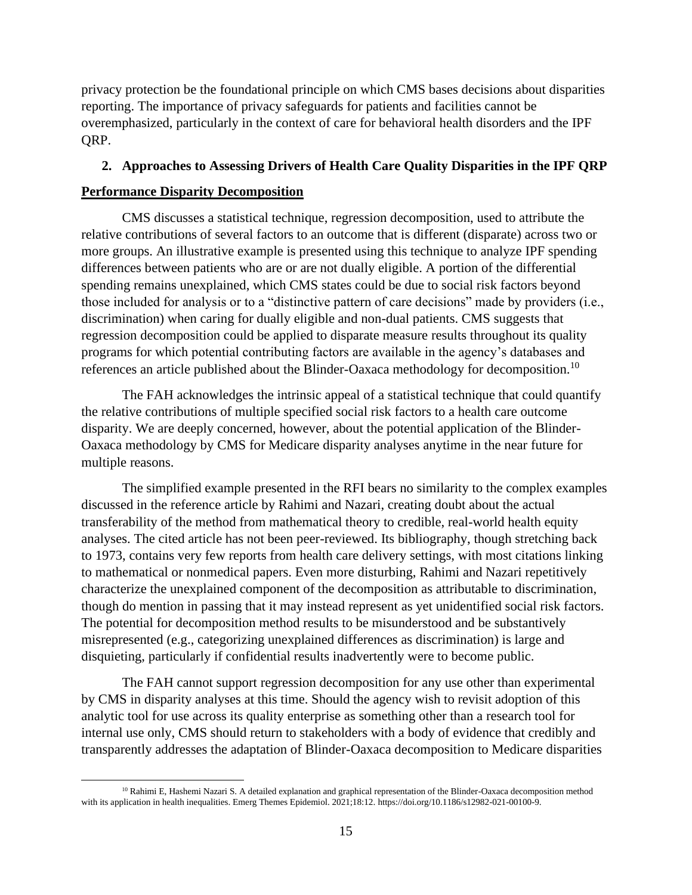privacy protection be the foundational principle on which CMS bases decisions about disparities reporting. The importance of privacy safeguards for patients and facilities cannot be overemphasized, particularly in the context of care for behavioral health disorders and the IPF QRP.

## 2. Approaches to Assessing Drivers of Health Care Quality Disparities in the IPF QRP

### Performance Disparity Decomposition

CMS discusses a statistical technique, regression decomposition, used to attribute the relative contributions of several factors to an outcome that is different (disparate) across two or more groups. An illustrative example is presented using this technique to analyze IPF spending differences between patients who are or are not dually eligible. A portion of the differential spending remains unexplained, which CMS states could be due to social risk factors beyond those included for analysis or to a "distinctive pattern of care decisions" made by providers (i.e., discrimination) when caring for dually eligible and non-dual patients. CMS suggests that regression decomposition could be applied to disparate measure results throughout its quality programs for which potential contributing factors are available in the agency's databases and references an article published about the Blinder-Oaxaca methodology for decomposition.[10]

The FAH acknowledges the intrinsic appeal of a statistical technique that could quantify the relative contributions of multiple specified social risk factors to a health care outcome disparity. We are deeply concerned, however, about the potential application of the Blinder-Oaxaca methodology by CMS for Medicare disparity analyses anytime in the near future for multiple reasons.

The simplified example presented in the RFI bears no similarity to the complex examples discussed in the reference article by Rahimi and Nazari, creating doubt about the actual transferability of the method from mathematical theory to credible, real-world health equity analyses. The cited article has not been peer-reviewed. Its bibliography, though stretching back to 1973, contains very few reports from health care delivery settings, with most citations linking to mathematical or nonmedical papers. Even more disturbing, Rahimi and Nazari repetitively characterize the unexplained component of the decomposition as attributable to discrimination, though do mention in passing that it may instead represent as yet unidentified social risk factors. The potential for decomposition method results to be misunderstood and be substantively misrepresented (e.g., categorizing unexplained differences as discrimination) is large and disquieting, particularly if confidential results inadvertently were to become public.

The FAH cannot support regression decomposition for any use other than experimental by CMS in disparity analyses at this time. Should the agency wish to revisit adoption of this analytic tool for use across its quality enterprise as something other than a research tool for internal use only, CMS should return to stakeholders with a body of evidence that credibly and transparently addresses the adaptation of Blinder-Oaxaca decomposition to Medicare disparities

[10] Rahimi E, Hashemi Nazari S. A detailed explanation and graphical representation of the Blinder-Oaxaca decomposition method with its application in health inequalities. Emerg Themes Epidemiol. 2021;18:12. https://doi.org/10.1186/s12982-021-00100-9.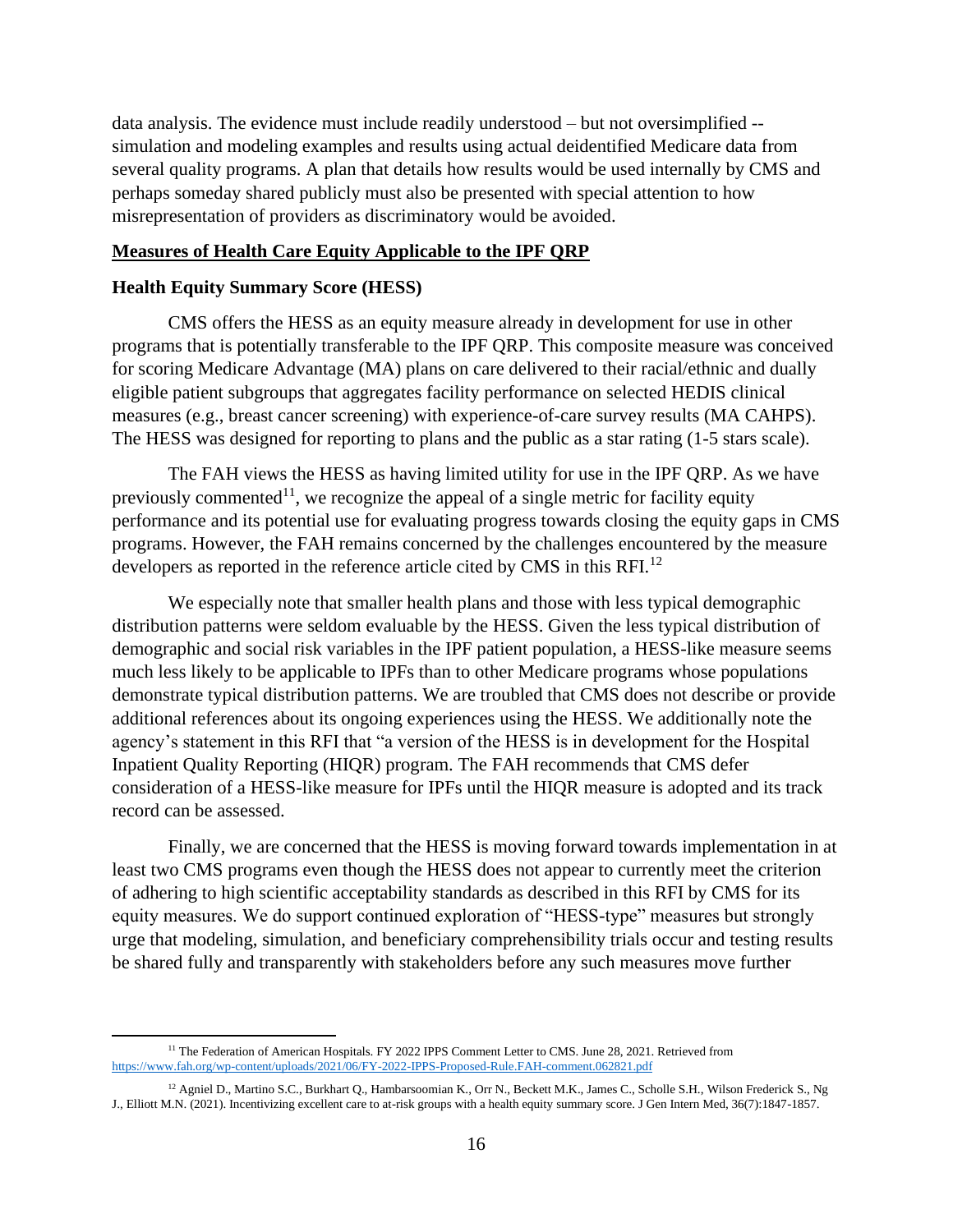data analysis. The evidence must include readily understood – but not oversimplified -- simulation and modeling examples and results using actual deidentified Medicare data from several quality programs. A plan that details how results would be used internally by CMS and perhaps someday shared publicly must also be presented with special attention to how misrepresentation of providers as discriminatory would be avoided.

## Measures of Health Care Equity Applicable to the IPF QRP

### Health Equity Summary Score (HESS)

CMS offers the HESS as an equity measure already in development for use in other programs that is potentially transferable to the IPF QRP. This composite measure was conceived for scoring Medicare Advantage (MA) plans on care delivered to their racial/ethnic and dually eligible patient subgroups that aggregates facility performance on selected HEDIS clinical measures (e.g., breast cancer screening) with experience-of-care survey results (MA CAHPS). The HESS was designed for reporting to plans and the public as a star rating (1-5 stars scale).

The FAH views the HESS as having limited utility for use in the IPF QRP. As we have previously commented[11], we recognize the appeal of a single metric for facility equity performance and its potential use for evaluating progress towards closing the equity gaps in CMS programs. However, the FAH remains concerned by the challenges encountered by the measure developers as reported in the reference article cited by CMS in this RFI.[12]

We especially note that smaller health plans and those with less typical demographic distribution patterns were seldom evaluable by the HESS. Given the less typical distribution of demographic and social risk variables in the IPF patient population, a HESS-like measure seems much less likely to be applicable to IPFs than to other Medicare programs whose populations demonstrate typical distribution patterns. We are troubled that CMS does not describe or provide additional references about its ongoing experiences using the HESS. We additionally note the agency's statement in this RFI that "a version of the HESS is in development for the Hospital Inpatient Quality Reporting (HIQR) program. The FAH recommends that CMS defer consideration of a HESS-like measure for IPFs until the HIQR measure is adopted and its track record can be assessed.

Finally, we are concerned that the HESS is moving forward towards implementation in at least two CMS programs even though the HESS does not appear to currently meet the criterion of adhering to high scientific acceptability standards as described in this RFI by CMS for its equity measures. We do support continued exploration of "HESS-type" measures but strongly urge that modeling, simulation, and beneficiary comprehensibility trials occur and testing results be shared fully and transparently with stakeholders before any such measures move further

---

[11] The Federation of American Hospitals. FY 2022 IPPS Comment Letter to CMS. June 28, 2021. Retrieved from https://www.fah.org/wp-content/uploads/2021/06/FY-2022-IPPS-Proposed-Rule.FAH-comment.062821.pdf

[12] Agniel D., Martino S.C., Burkhart Q., Hambarsoomian K., Orr N., Beckett M.K., James C., Scholle S.H., Wilson Frederick S., Ng J., Elliott M.N. (2021). Incentivizing excellent care to at-risk groups with a health equity summary score. J Gen Intern Med, 36(7):1847-1857.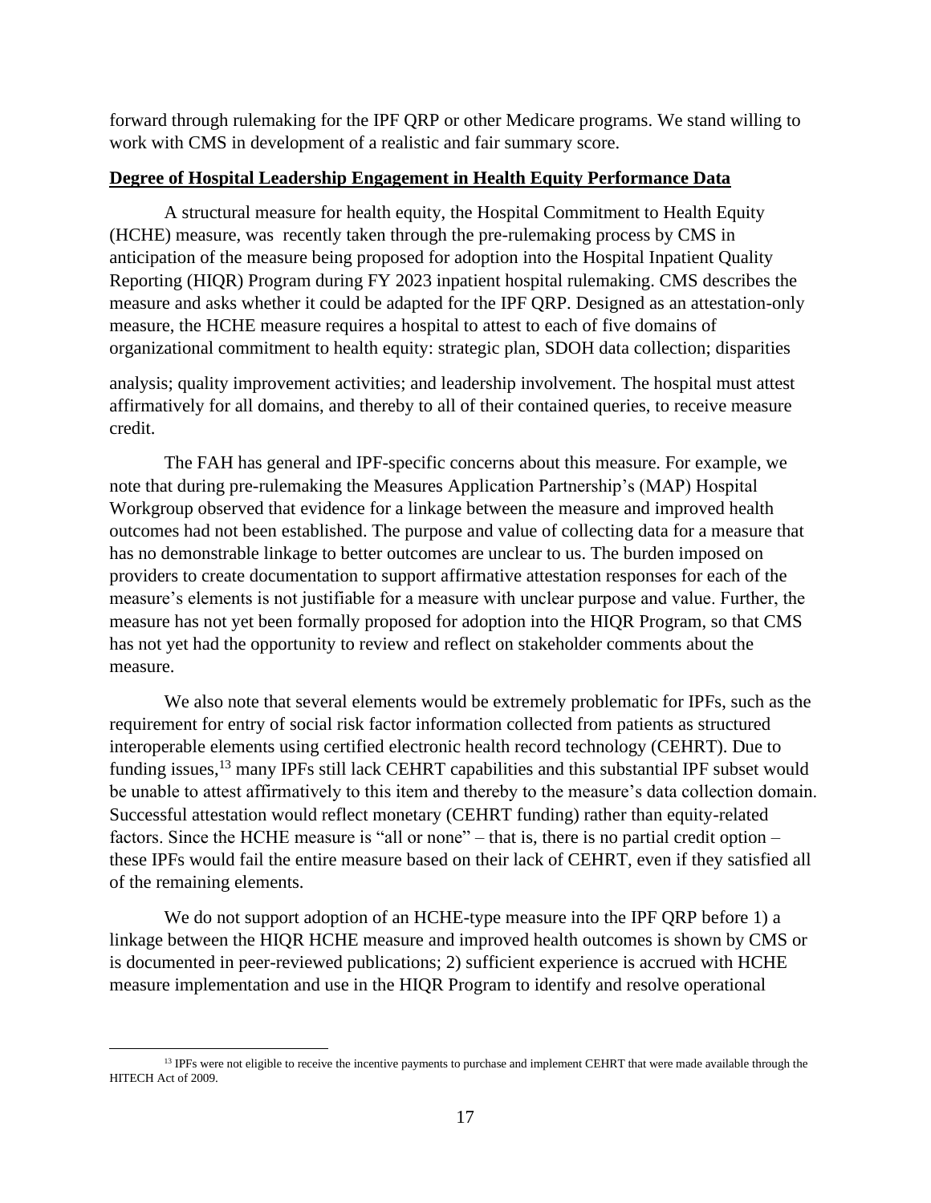forward through rulemaking for the IPF QRP or other Medicare programs. We stand willing to work with CMS in development of a realistic and fair summary score.

**Degree of Hospital Leadership Engagement in Health Equity Performance Data**

A structural measure for health equity, the Hospital Commitment to Health Equity (HCHE) measure, was recently taken through the pre-rulemaking process by CMS in anticipation of the measure being proposed for adoption into the Hospital Inpatient Quality Reporting (HIQR) Program during FY 2023 inpatient hospital rulemaking. CMS describes the measure and asks whether it could be adapted for the IPF QRP. Designed as an attestation-only measure, the HCHE measure requires a hospital to attest to each of five domains of organizational commitment to health equity: strategic plan, SDOH data collection; disparities analysis; quality improvement activities; and leadership involvement. The hospital must attest affirmatively for all domains, and thereby to all of their contained queries, to receive measure credit.

The FAH has general and IPF-specific concerns about this measure. For example, we note that during pre-rulemaking the Measures Application Partnership's (MAP) Hospital Workgroup observed that evidence for a linkage between the measure and improved health outcomes had not been established. The purpose and value of collecting data for a measure that has no demonstrable linkage to better outcomes are unclear to us. The burden imposed on providers to create documentation to support affirmative attestation responses for each of the measure's elements is not justifiable for a measure with unclear purpose and value. Further, the measure has not yet been formally proposed for adoption into the HIQR Program, so that CMS has not yet had the opportunity to review and reflect on stakeholder comments about the measure.

We also note that several elements would be extremely problematic for IPFs, such as the requirement for entry of social risk factor information collected from patients as structured interoperable elements using certified electronic health record technology (CEHRT). Due to funding issues,[13] many IPFs still lack CEHRT capabilities and this substantial IPF subset would be unable to attest affirmatively to this item and thereby to the measure's data collection domain. Successful attestation would reflect monetary (CEHRT funding) rather than equity-related factors. Since the HCHE measure is "all or none" – that is, there is no partial credit option – these IPFs would fail the entire measure based on their lack of CEHRT, even if they satisfied all of the remaining elements.

We do not support adoption of an HCHE-type measure into the IPF QRP before 1) a linkage between the HIQR HCHE measure and improved health outcomes is shown by CMS or is documented in peer-reviewed publications; 2) sufficient experience is accrued with HCHE measure implementation and use in the HIQR Program to identify and resolve operational

[13] IPFs were not eligible to receive the incentive payments to purchase and implement CEHRT that were made available through the HITECH Act of 2009.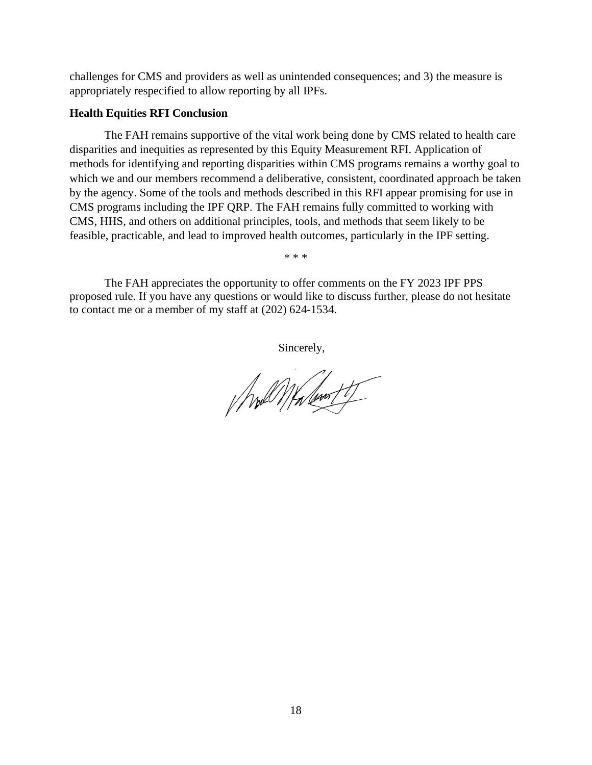challenges for CMS and providers as well as unintended consequences; and 3) the measure is appropriately respecified to allow reporting by all IPFs.

**Health Equities RFI Conclusion**

The FAH remains supportive of the vital work being done by CMS related to health care disparities and inequities as represented by this Equity Measurement RFI. Application of methods for identifying and reporting disparities within CMS programs remains a worthy goal to which we and our members recommend a deliberative, consistent, coordinated approach be taken by the agency. Some of the tools and methods described in this RFI appear promising for use in CMS programs including the IPF QRP. The FAH remains fully committed to working with CMS, HHS, and others on additional principles, tools, and methods that seem likely to be feasible, practicable, and lead to improved health outcomes, particularly in the IPF setting.

\* \* \*

The FAH appreciates the opportunity to offer comments on the FY 2023 IPF PPS proposed rule. If you have any questions or would like to discuss further, please do not hesitate to contact me or a member of my staff at (202) 624-1534.

Sincerely,